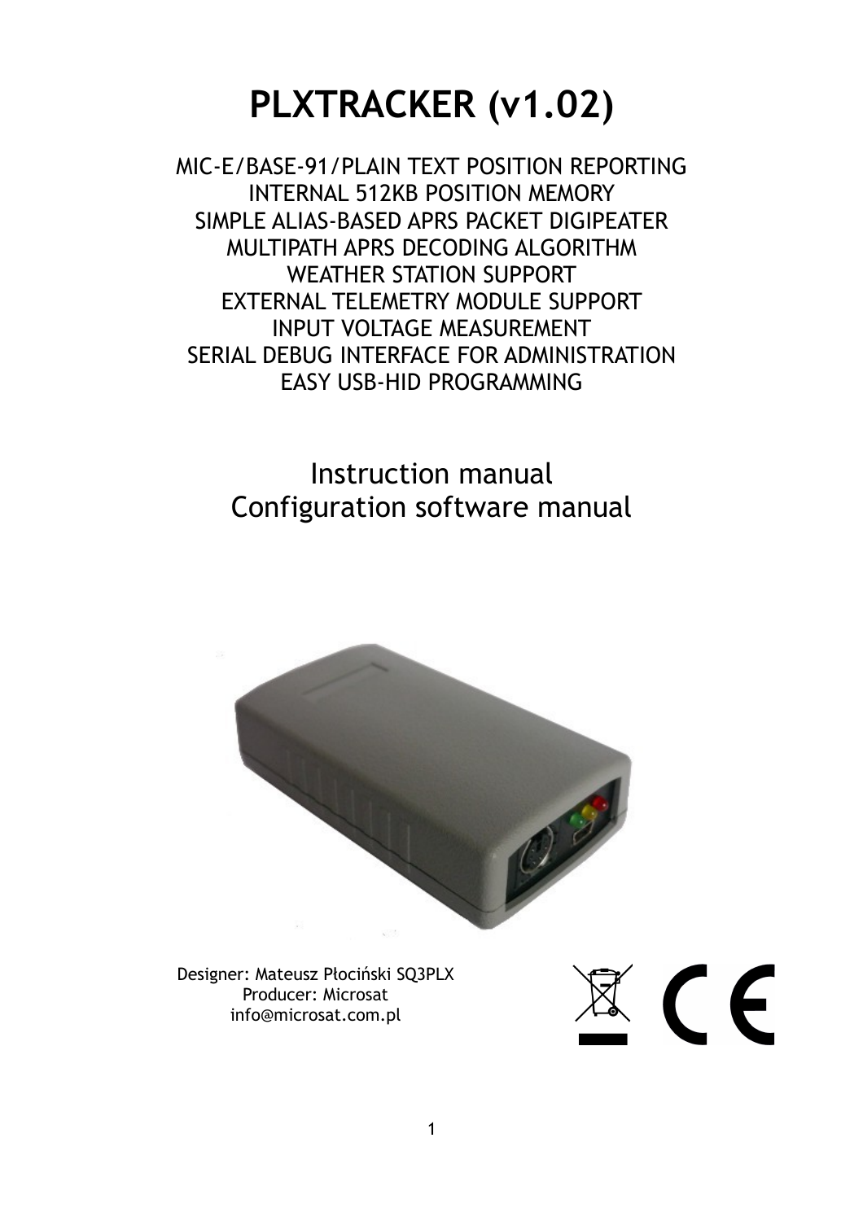# PLXTRACKER (v1.02)

MIC-E/BASE-91/PLAIN TEXT POSITION REPORTING
INTERNAL 512KB POSITION MEMORY
SIMPLE ALIAS-BASED APRS PACKET DIGIPEATER
MULTIPATH APRS DECODING ALGORITHM
WEATHER STATION SUPPORT
EXTERNAL TELEMETRY MODULE SUPPORT
INPUT VOLTAGE MEASUREMENT
SERIAL DEBUG INTERFACE FOR ADMINISTRATION
EASY USB-HID PROGRAMMING

## Instruction manual
## Configuration software manual

Designer: Mateusz Płociński SQ3PLX
Producer: Microsat
info@microsat.com.pl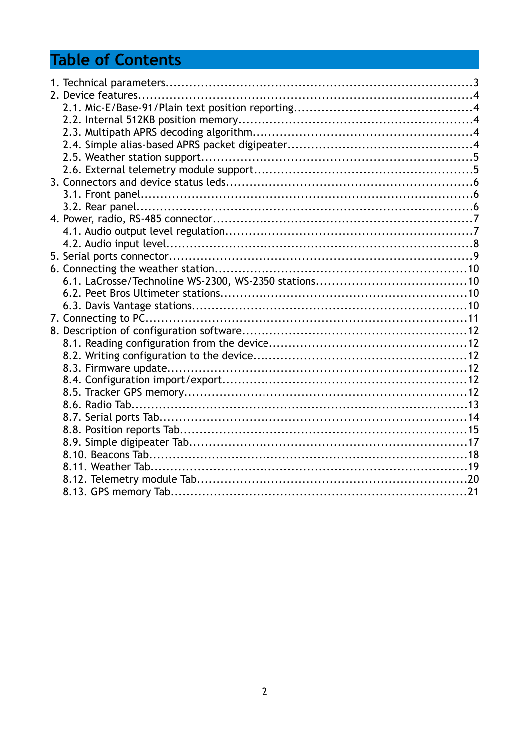# Table of Contents

1. Technical parameters....................3
2. Device features....................4
   - 2.1. Mic-E/Base-91/Plain text position reporting....................4
   - 2.2. Internal 512KB position memory....................4
   - 2.3. Multipath APRS decoding algorithm....................4
   - 2.4. Simple alias-based APRS packet digipeater....................4
   - 2.5. Weather station support....................5
   - 2.6. External telemetry module support....................5
3. Connectors and device status leds....................6
   - 3.1. Front panel....................6
   - 3.2. Rear panel....................6
4. Power, radio, RS-485 connector....................7
   - 4.1. Audio output level regulation....................7
   - 4.2. Audio input level....................8
5. Serial ports connector....................9
6. Connecting the weather station....................10
   - 6.1. LaCrosse/Technoline WS-2300, WS-2350 stations....................10
   - 6.2. Peet Bros Ultimeter stations....................10
   - 6.3. Davis Vantage stations....................10
7. Connecting to PC....................11
8. Description of configuration software....................12
   - 8.1. Reading configuration from the device....................12
   - 8.2. Writing configuration to the device....................12
   - 8.3. Firmware update....................12
   - 8.4. Configuration import/export....................12
   - 8.5. Tracker GPS memory....................12
   - 8.6. Radio Tab....................13
   - 8.7. Serial ports Tab....................14
   - 8.8. Position reports Tab....................15
   - 8.9. Simple digipeater Tab....................17
   - 8.10. Beacons Tab....................18
   - 8.11. Weather Tab....................19
   - 8.12. Telemetry module Tab....................20
   - 8.13. GPS memory Tab....................21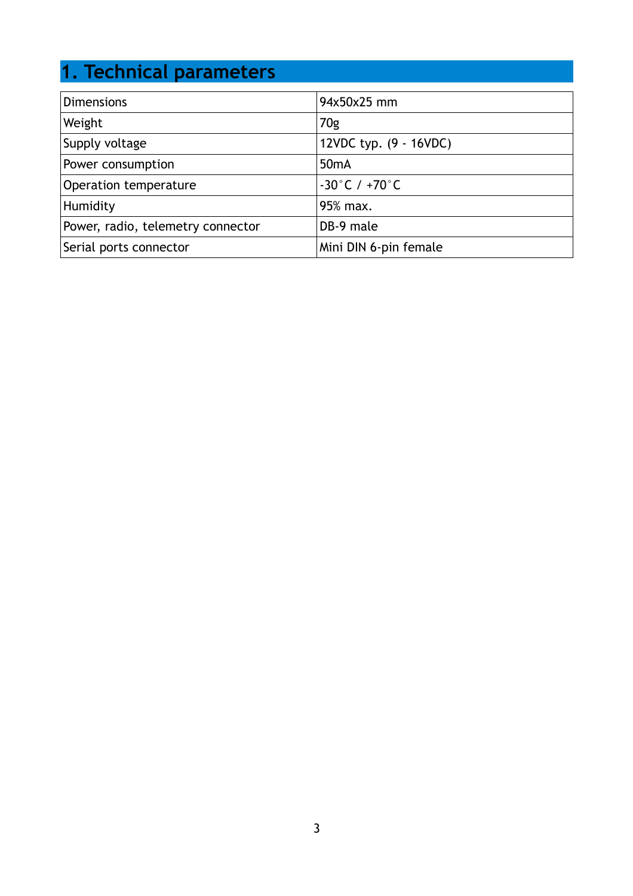# 1. Technical parameters

| | |
|---|---|
| Dimensions | 94x50x25 mm |
| Weight | 70g |
| Supply voltage | 12VDC typ. (9 - 16VDC) |
| Power consumption | 50mA |
| Operation temperature | -30˚C / +70˚C |
| Humidity | 95% max. |
| Power, radio, telemetry connector | DB-9 male |
| Serial ports connector | Mini DIN 6-pin female |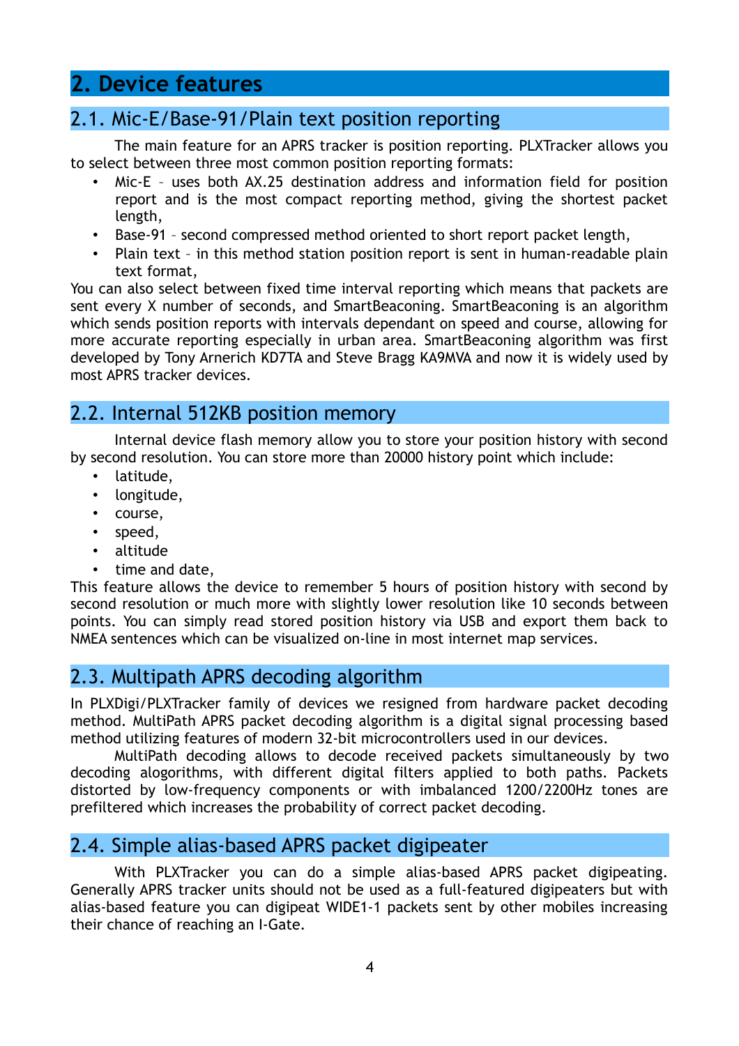# 2. Device features

## 2.1. Mic-E/Base-91/Plain text position reporting

The main feature for an APRS tracker is position reporting. PLXTracker allows you to select between three most common position reporting formats:

- Mic-E – uses both AX.25 destination address and information field for position report and is the most compact reporting method, giving the shortest packet length,
- Base-91 – second compressed method oriented to short report packet length,
- Plain text – in this method station position report is sent in human-readable plain text format,

You can also select between fixed time interval reporting which means that packets are sent every X number of seconds, and SmartBeaconing. SmartBeaconing is an algorithm which sends position reports with intervals dependant on speed and course, allowing for more accurate reporting especially in urban area. SmartBeaconing algorithm was first developed by Tony Arnerich KD7TA and Steve Bragg KA9MVA and now it is widely used by most APRS tracker devices.

## 2.2. Internal 512KB position memory

Internal device flash memory allow you to store your position history with second by second resolution. You can store more than 20000 history point which include:

- latitude,
- longitude,
- course,
- speed,
- altitude
- time and date,

This feature allows the device to remember 5 hours of position history with second by second resolution or much more with slightly lower resolution like 10 seconds between points. You can simply read stored position history via USB and export them back to NMEA sentences which can be visualized on-line in most internet map services.

## 2.3. Multipath APRS decoding algorithm

In PLXDigi/PLXTracker family of devices we resigned from hardware packet decoding method. MultiPath APRS packet decoding algorithm is a digital signal processing based method utilizing features of modern 32-bit microcontrollers used in our devices.

MultiPath decoding allows to decode received packets simultaneously by two decoding alogorithms, with different digital filters applied to both paths. Packets distorted by low-frequency components or with imbalanced 1200/2200Hz tones are prefiltered which increases the probability of correct packet decoding.

## 2.4. Simple alias-based APRS packet digipeater

With PLXTracker you can do a simple alias-based APRS packet digipeating. Generally APRS tracker units should not be used as a full-featured digipeaters but with alias-based feature you can digipeat WIDE1-1 packets sent by other mobiles increasing their chance of reaching an I-Gate.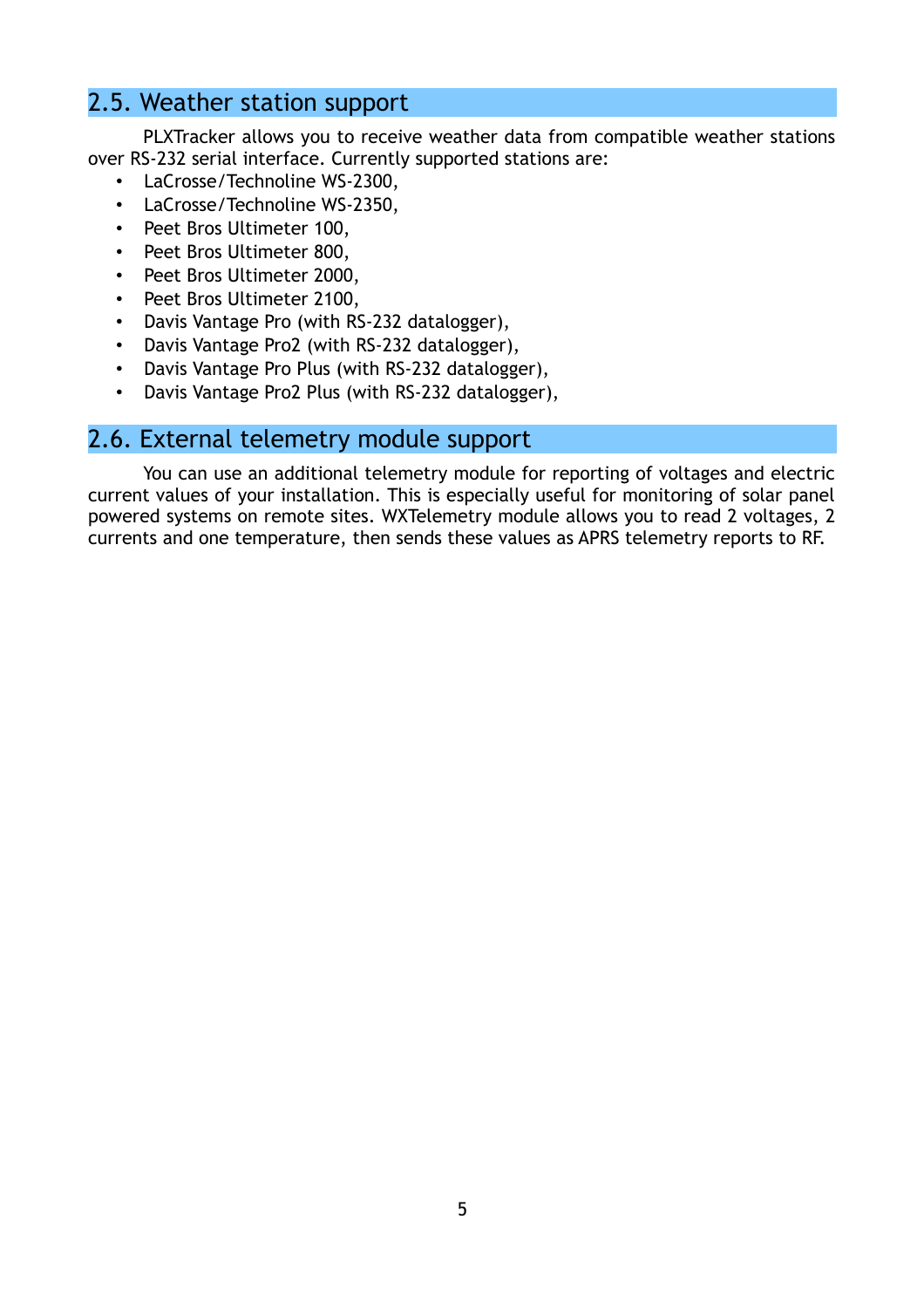## 2.5. Weather station support

PLXTracker allows you to receive weather data from compatible weather stations over RS-232 serial interface. Currently supported stations are:

- LaCrosse/Technoline WS-2300,
- LaCrosse/Technoline WS-2350,
- Peet Bros Ultimeter 100,
- Peet Bros Ultimeter 800,
- Peet Bros Ultimeter 2000,
- Peet Bros Ultimeter 2100,
- Davis Vantage Pro (with RS-232 datalogger),
- Davis Vantage Pro2 (with RS-232 datalogger),
- Davis Vantage Pro Plus (with RS-232 datalogger),
- Davis Vantage Pro2 Plus (with RS-232 datalogger),

## 2.6. External telemetry module support

You can use an additional telemetry module for reporting of voltages and electric current values of your installation. This is especially useful for monitoring of solar panel powered systems on remote sites. WXTelemetry module allows you to read 2 voltages, 2 currents and one temperature, then sends these values as APRS telemetry reports to RF.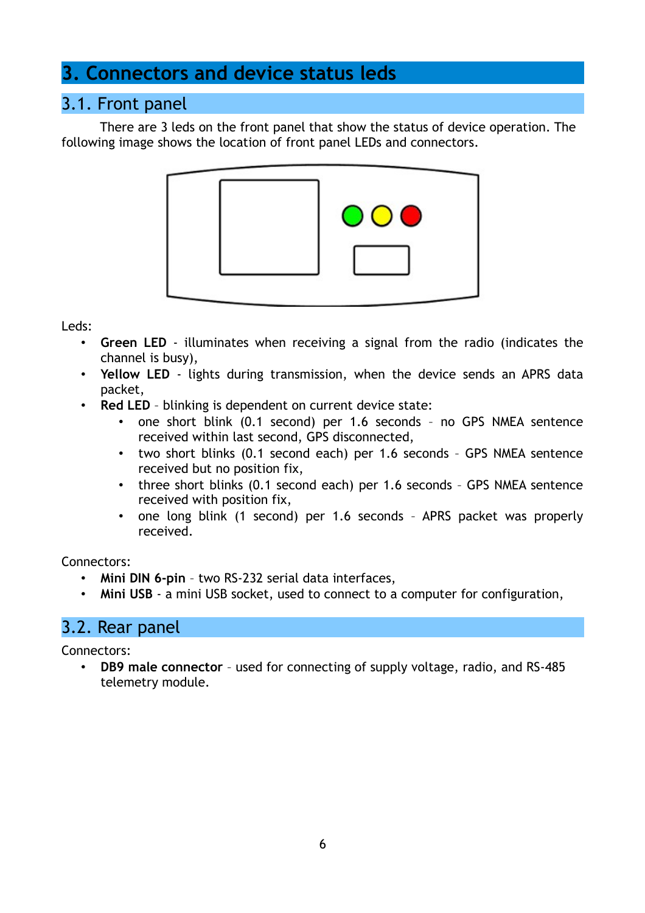# 3. Connectors and device status leds

## 3.1. Front panel

There are 3 leds on the front panel that show the status of device operation. The following image shows the location of front panel LEDs and connectors.

Leds:

- **Green LED** - illuminates when receiving a signal from the radio (indicates the channel is busy),
- **Yellow LED** - lights during transmission, when the device sends an APRS data packet,
- **Red LED** – blinking is dependent on current device state:
  - one short blink (0.1 second) per 1.6 seconds – no GPS NMEA sentence received within last second, GPS disconnected,
  - two short blinks (0.1 second each) per 1.6 seconds – GPS NMEA sentence received but no position fix,
  - three short blinks (0.1 second each) per 1.6 seconds – GPS NMEA sentence received with position fix,
  - one long blink (1 second) per 1.6 seconds – APRS packet was properly received.

Connectors:

- **Mini DIN 6-pin** – two RS-232 serial data interfaces,
- **Mini USB** - a mini USB socket, used to connect to a computer for configuration,

## 3.2. Rear panel

Connectors:

- **DB9 male connector** – used for connecting of supply voltage, radio, and RS-485 telemetry module.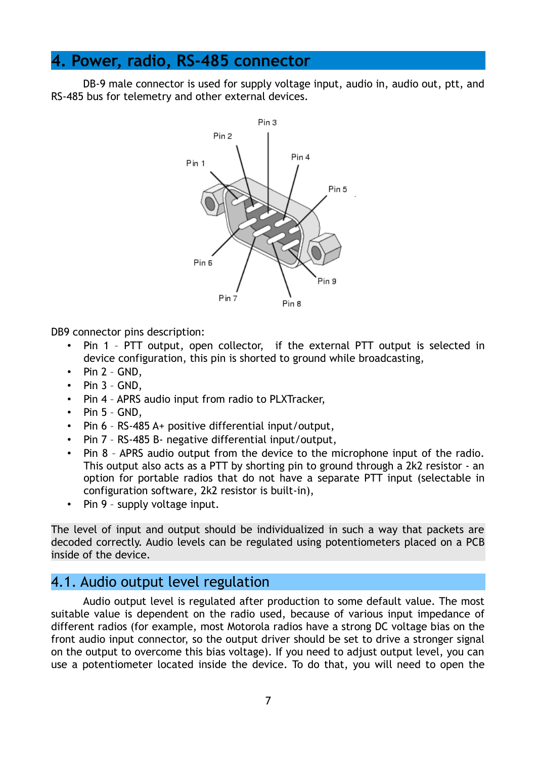# 4. Power, radio, RS-485 connector

DB-9 male connector is used for supply voltage input, audio in, audio out, ptt, and RS-485 bus for telemetry and other external devices.

DB9 connector pins description:

- Pin 1 – PTT output, open collector, if the external PTT output is selected in device configuration, this pin is shorted to ground while broadcasting,
- Pin 2 – GND,
- Pin 3 – GND,
- Pin 4 – APRS audio input from radio to PLXTracker,
- Pin 5 – GND,
- Pin 6 – RS-485 A+ positive differential input/output,
- Pin 7 – RS-485 B- negative differential input/output,
- Pin 8 – APRS audio output from the device to the microphone input of the radio. This output also acts as a PTT by shorting pin to ground through a 2k2 resistor - an option for portable radios that do not have a separate PTT input (selectable in configuration software, 2k2 resistor is built-in),
- Pin 9 – supply voltage input.

The level of input and output should be individualized in such a way that packets are decoded correctly. Audio levels can be regulated using potentiometers placed on a PCB inside of the device.

## 4.1. Audio output level regulation

Audio output level is regulated after production to some default value. The most suitable value is dependent on the radio used, because of various input impedance of different radios (for example, most Motorola radios have a strong DC voltage bias on the front audio input connector, so the output driver should be set to drive a stronger signal on the output to overcome this bias voltage). If you need to adjust output level, you can use a potentiometer located inside the device. To do that, you will need to open the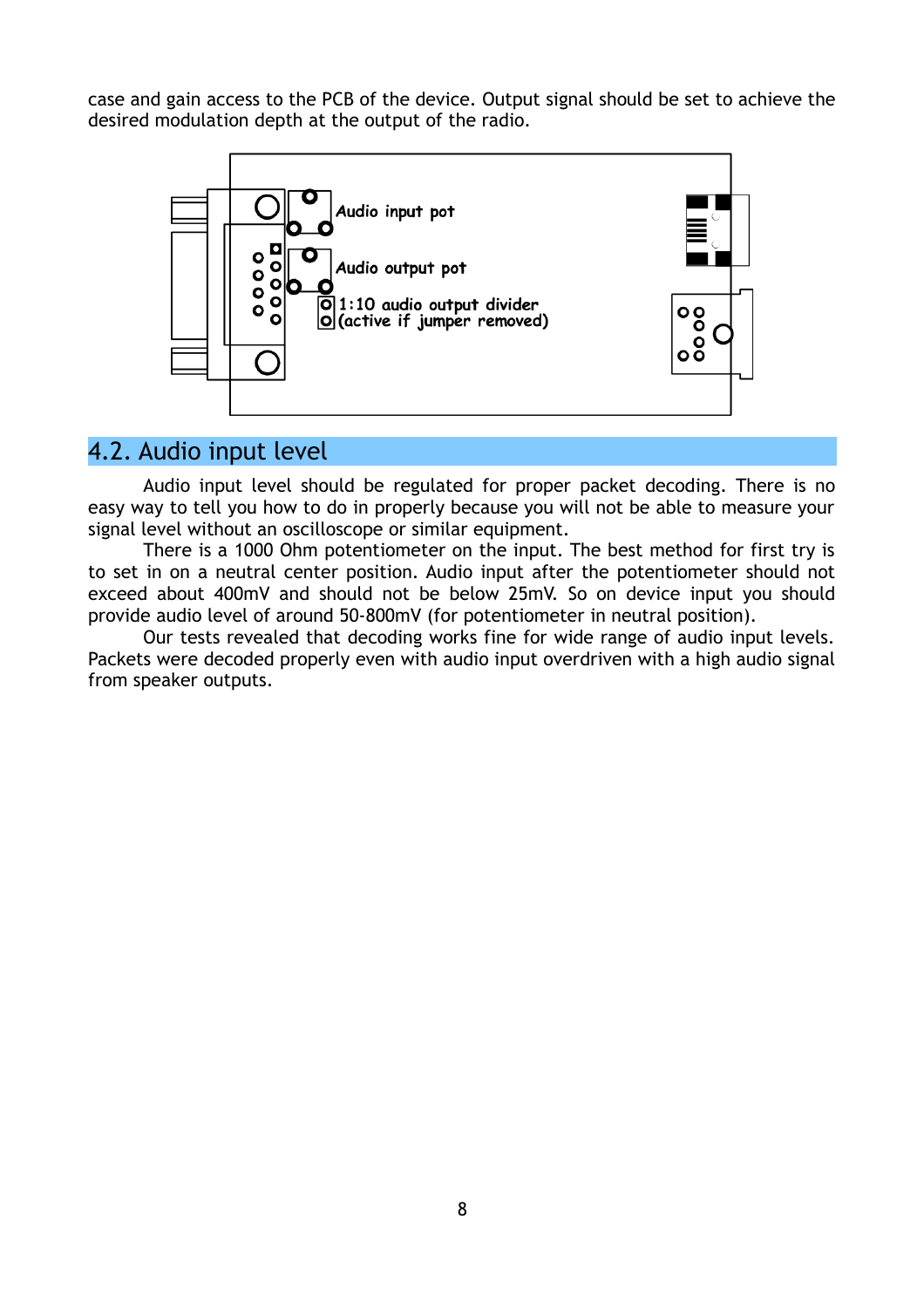case and gain access to the PCB of the device. Output signal should be set to achieve the desired modulation depth at the output of the radio.

Audio input pot

Audio output pot

1:10 audio output divider (active if jumper removed)

## 4.2. Audio input level

Audio input level should be regulated for proper packet decoding. There is no easy way to tell you how to do in properly because you will not be able to measure your signal level without an oscilloscope or similar equipment.

There is a 1000 Ohm potentiometer on the input. The best method for first try is to set in on a neutral center position. Audio input after the potentiometer should not exceed about 400mV and should not be below 25mV. So on device input you should provide audio level of around 50-800mV (for potentiometer in neutral position).

Our tests revealed that decoding works fine for wide range of audio input levels. Packets were decoded properly even with audio input overdriven with a high audio signal from speaker outputs.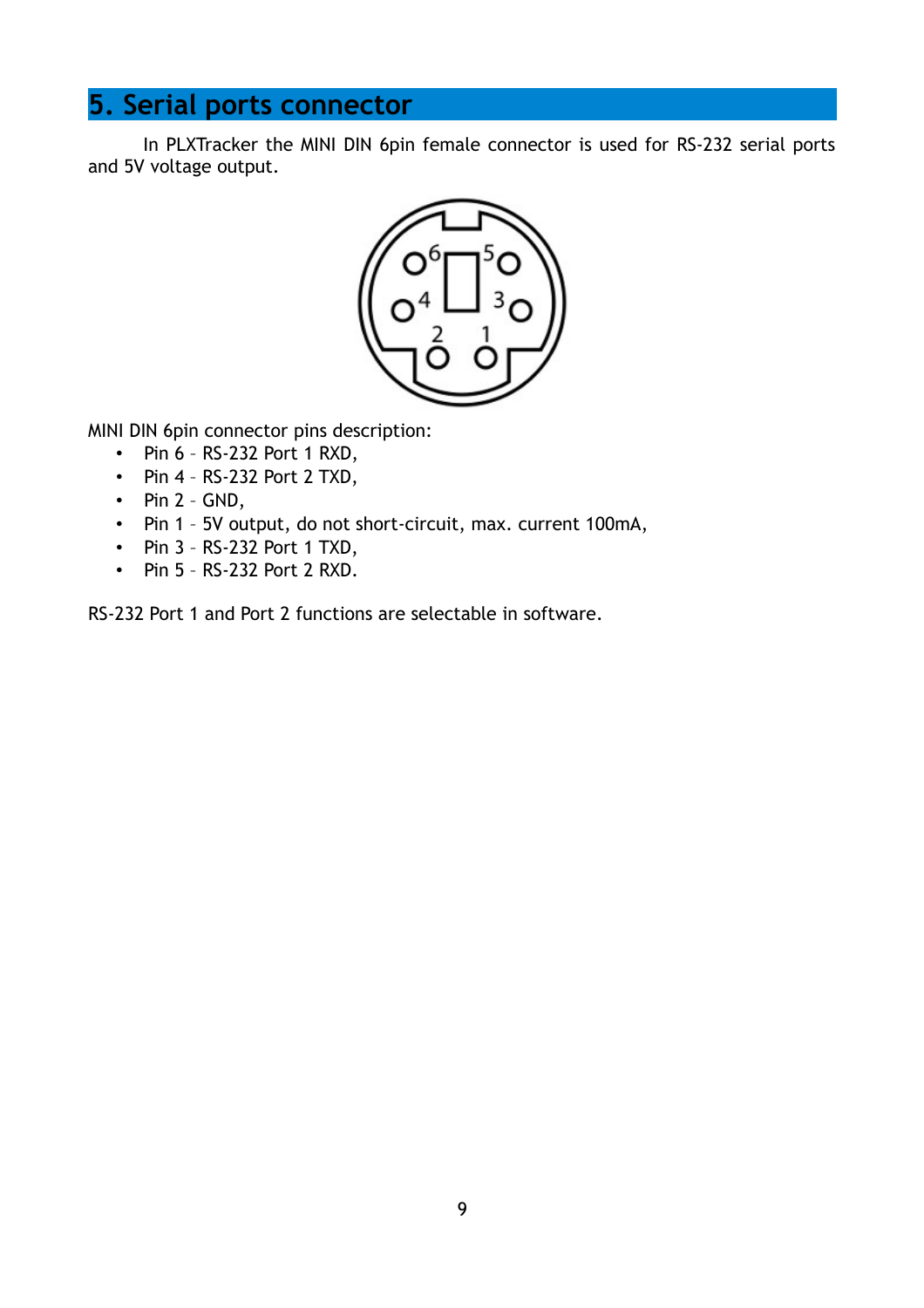# 5. Serial ports connector

In PLXTracker the MINI DIN 6pin female connector is used for RS-232 serial ports and 5V voltage output.

MINI DIN 6pin connector pins description:

- Pin 6 – RS-232 Port 1 RXD,
- Pin 4 – RS-232 Port 2 TXD,
- Pin 2 – GND,
- Pin 1 – 5V output, do not short-circuit, max. current 100mA,
- Pin 3 – RS-232 Port 1 TXD,
- Pin 5 – RS-232 Port 2 RXD.

RS-232 Port 1 and Port 2 functions are selectable in software.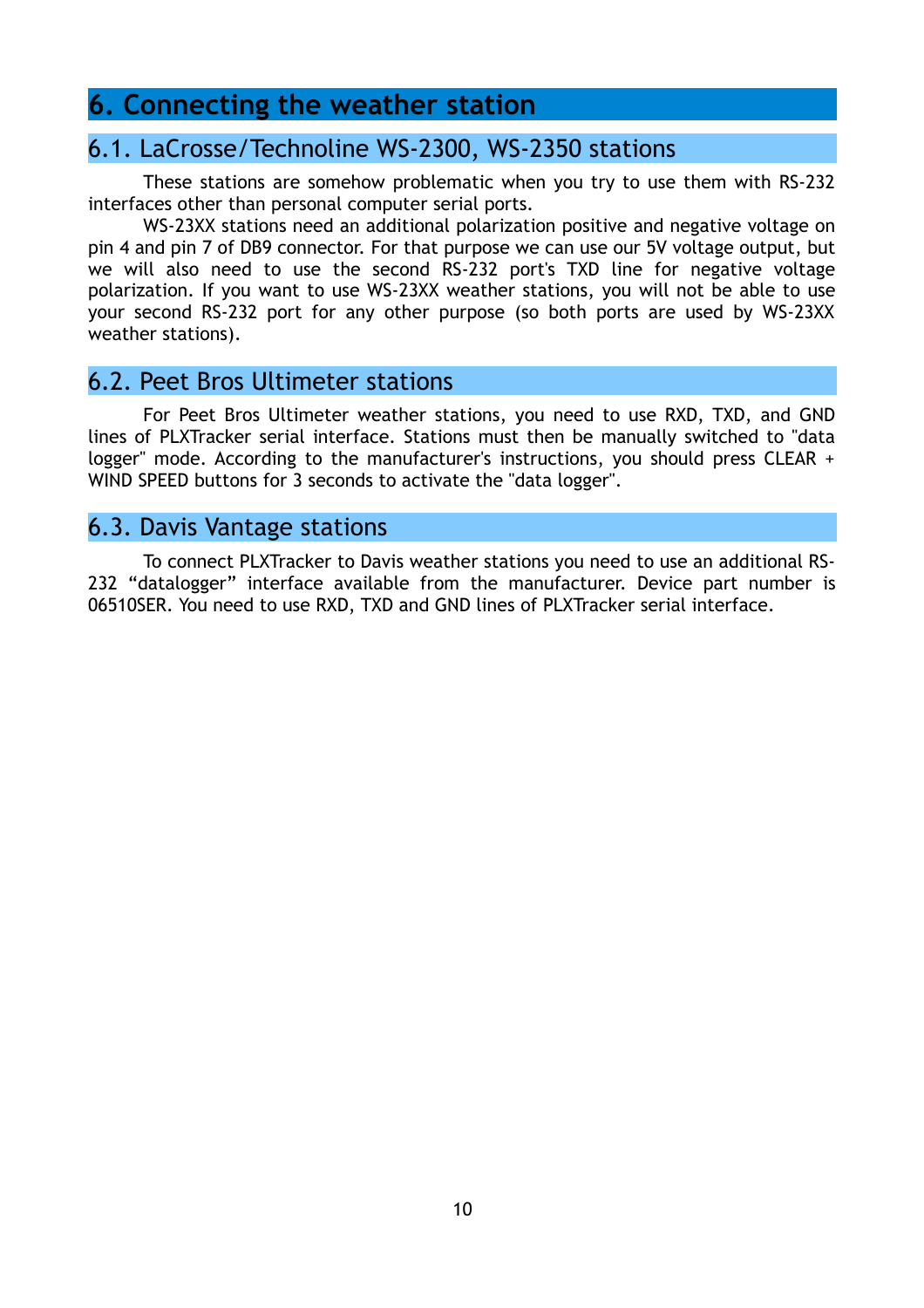# 6. Connecting the weather station

## 6.1. LaCrosse/Technoline WS-2300, WS-2350 stations

These stations are somehow problematic when you try to use them with RS-232 interfaces other than personal computer serial ports.

WS-23XX stations need an additional polarization positive and negative voltage on pin 4 and pin 7 of DB9 connector. For that purpose we can use our 5V voltage output, but we will also need to use the second RS-232 port's TXD line for negative voltage polarization. If you want to use WS-23XX weather stations, you will not be able to use your second RS-232 port for any other purpose (so both ports are used by WS-23XX weather stations).

## 6.2. Peet Bros Ultimeter stations

For Peet Bros Ultimeter weather stations, you need to use RXD, TXD, and GND lines of PLXTracker serial interface. Stations must then be manually switched to "data logger" mode. According to the manufacturer's instructions, you should press CLEAR + WIND SPEED buttons for 3 seconds to activate the "data logger".

## 6.3. Davis Vantage stations

To connect PLXTracker to Davis weather stations you need to use an additional RS-232 “datalogger” interface available from the manufacturer. Device part number is 06510SER. You need to use RXD, TXD and GND lines of PLXTracker serial interface.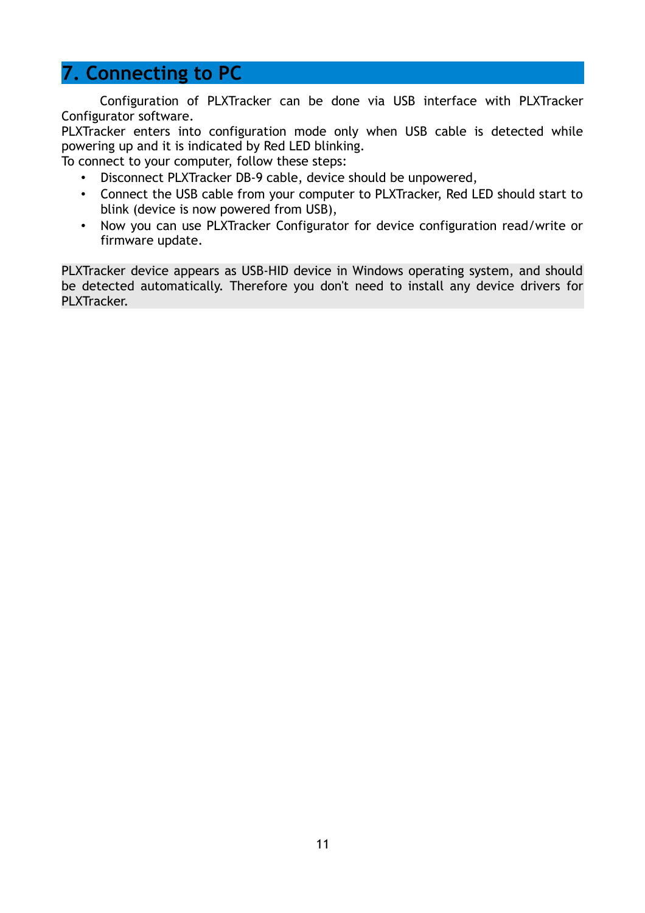# 7. Connecting to PC

Configuration of PLXTracker can be done via USB interface with PLXTracker Configurator software.
PLXTracker enters into configuration mode only when USB cable is detected while powering up and it is indicated by Red LED blinking.
To connect to your computer, follow these steps:

- Disconnect PLXTracker DB-9 cable, device should be unpowered,
- Connect the USB cable from your computer to PLXTracker, Red LED should start to blink (device is now powered from USB),
- Now you can use PLXTracker Configurator for device configuration read/write or firmware update.

PLXTracker device appears as USB-HID device in Windows operating system, and should be detected automatically. Therefore you don't need to install any device drivers for PLXTracker.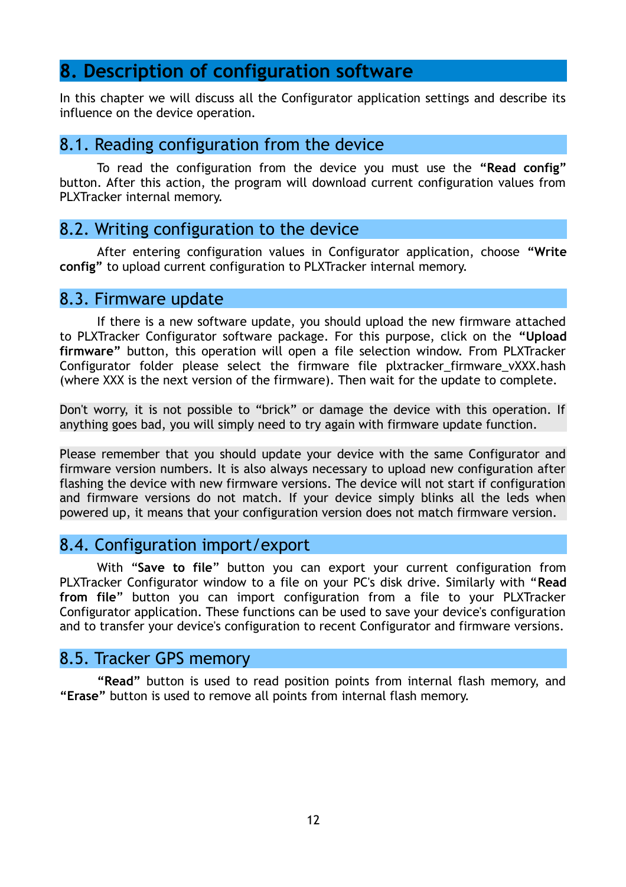# 8. Description of configuration software

In this chapter we will discuss all the Configurator application settings and describe its influence on the device operation.

## 8.1. Reading configuration from the device

To read the configuration from the device you must use the **“Read config”** button. After this action, the program will download current configuration values from PLXTracker internal memory.

## 8.2. Writing configuration to the device

After entering configuration values in Configurator application, choose **“Write config”** to upload current configuration to PLXTracker internal memory.

## 8.3. Firmware update

If there is a new software update, you should upload the new firmware attached to PLXTracker Configurator software package. For this purpose, click on the **“Upload firmware”** button, this operation will open a file selection window. From PLXTracker Configurator folder please select the firmware file plxtracker_firmware_vXXX.hash (where XXX is the next version of the firmware). Then wait for the update to complete.

Don't worry, it is not possible to “brick” or damage the device with this operation. If anything goes bad, you will simply need to try again with firmware update function.

Please remember that you should update your device with the same Configurator and firmware version numbers. It is also always necessary to upload new configuration after flashing the device with new firmware versions. The device will not start if configuration and firmware versions do not match. If your device simply blinks all the leds when powered up, it means that your configuration version does not match firmware version.

## 8.4. Configuration import/export

With “**Save to file**” button you can export your current configuration from PLXTracker Configurator window to a file on your PC's disk drive. Similarly with “**Read from file**” button you can import configuration from a file to your PLXTracker Configurator application. These functions can be used to save your device's configuration and to transfer your device's configuration to recent Configurator and firmware versions.

## 8.5. Tracker GPS memory

**“Read”** button is used to read position points from internal flash memory, and **“Erase”** button is used to remove all points from internal flash memory.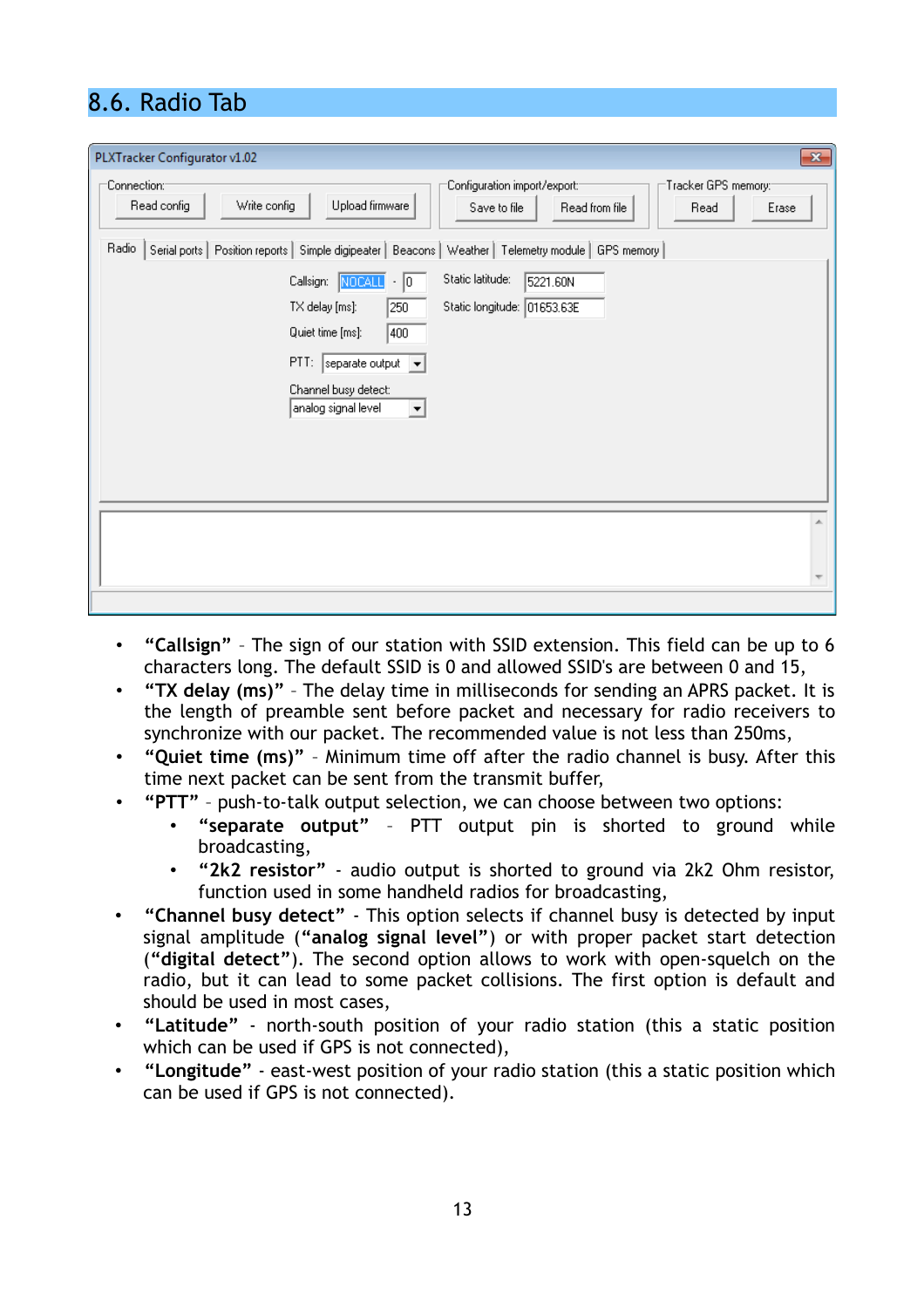## 8.6. Radio Tab

- **“Callsign”** – The sign of our station with SSID extension. This field can be up to 6 characters long. The default SSID is 0 and allowed SSID's are between 0 and 15,
- **“TX delay (ms)”** – The delay time in milliseconds for sending an APRS packet. It is the length of preamble sent before packet and necessary for radio receivers to synchronize with our packet. The recommended value is not less than 250ms,
- **“Quiet time (ms)”** – Minimum time off after the radio channel is busy. After this time next packet can be sent from the transmit buffer,
- **“PTT”** – push-to-talk output selection, we can choose between two options:
  - **“separate output”** – PTT output pin is shorted to ground while broadcasting,
  - **“2k2 resistor”** - audio output is shorted to ground via 2k2 Ohm resistor, function used in some handheld radios for broadcasting,
- **“Channel busy detect”** - This option selects if channel busy is detected by input signal amplitude (**“analog signal level”**) or with proper packet start detection (**“digital detect”**). The second option allows to work with open-squelch on the radio, but it can lead to some packet collisions. The first option is default and should be used in most cases,
- **“Latitude”** - north-south position of your radio station (this a static position which can be used if GPS is not connected),
- **“Longitude”** - east-west position of your radio station (this a static position which can be used if GPS is not connected).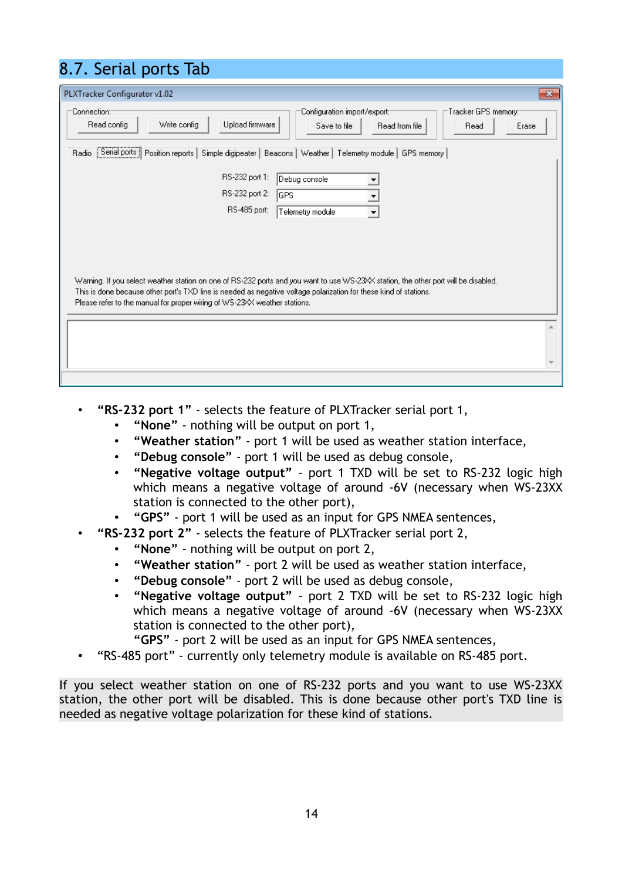## 8.7. Serial ports Tab

- **"RS-232 port 1"** - selects the feature of PLXTracker serial port 1,
  - **"None"** - nothing will be output on port 1,
  - **"Weather station"** - port 1 will be used as weather station interface,
  - **"Debug console"** - port 1 will be used as debug console,
  - **"Negative voltage output"** - port 1 TXD will be set to RS-232 logic high which means a negative voltage of around -6V (necessary when WS-23XX station is connected to the other port),
  - **"GPS"** - port 1 will be used as an input for GPS NMEA sentences,
- **"RS-232 port 2"** - selects the feature of PLXTracker serial port 2,
  - **"None"** - nothing will be output on port 2,
  - **"Weather station"** - port 2 will be used as weather station interface,
  - **"Debug console"** - port 2 will be used as debug console,
  - **"Negative voltage output"** - port 2 TXD will be set to RS-232 logic high which means a negative voltage of around -6V (necessary when WS-23XX station is connected to the other port),
  - **"GPS"** - port 2 will be used as an input for GPS NMEA sentences,
- "RS-485 port" - currently only telemetry module is available on RS-485 port.

If you select weather station on one of RS-232 ports and you want to use WS-23XX station, the other port will be disabled. This is done because other port's TXD line is needed as negative voltage polarization for these kind of stations.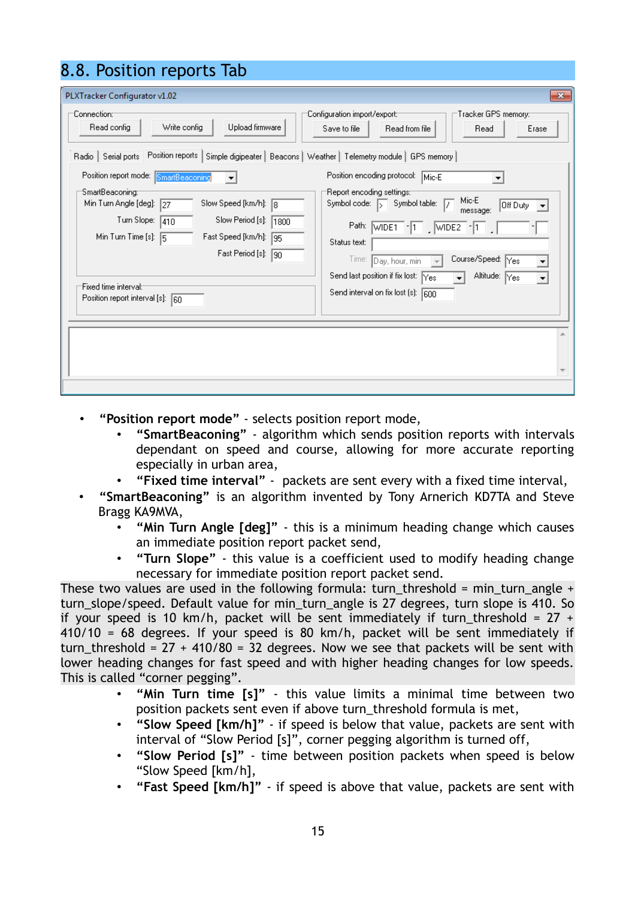## 8.8. Position reports Tab

- **"Position report mode"** - selects position report mode,
  - **"SmartBeaconing"** - algorithm which sends position reports with intervals dependant on speed and course, allowing for more accurate reporting especially in urban area,
  - **"Fixed time interval"** - packets are sent every with a fixed time interval,
- **"SmartBeaconing"** is an algorithm invented by Tony Arnerich KD7TA and Steve Bragg KA9MVA,
  - **"Min Turn Angle [deg]"** - this is a minimum heading change which causes an immediate position report packet send,
  - **"Turn Slope"** - this value is a coefficient used to modify heading change necessary for immediate position report packet send.

These two values are used in the following formula: turn_threshold = min_turn_angle + turn_slope/speed. Default value for min_turn_angle is 27 degrees, turn slope is 410. So if your speed is 10 km/h, packet will be sent immediately if turn_threshold = 27 + 410/10 = 68 degrees. If your speed is 80 km/h, packet will be sent immediately if turn_threshold = 27 + 410/80 = 32 degrees. Now we see that packets will be sent with lower heading changes for fast speed and with higher heading changes for low speeds. This is called "corner pegging".

  - **"Min Turn time [s]"** - this value limits a minimal time between two position packets sent even if above turn_threshold formula is met,
  - **"Slow Speed [km/h]"** - if speed is below that value, packets are sent with interval of "Slow Period [s]", corner pegging algorithm is turned off,
  - **"Slow Period [s]"** - time between position packets when speed is below "Slow Speed [km/h],
  - **"Fast Speed [km/h]"** - if speed is above that value, packets are sent with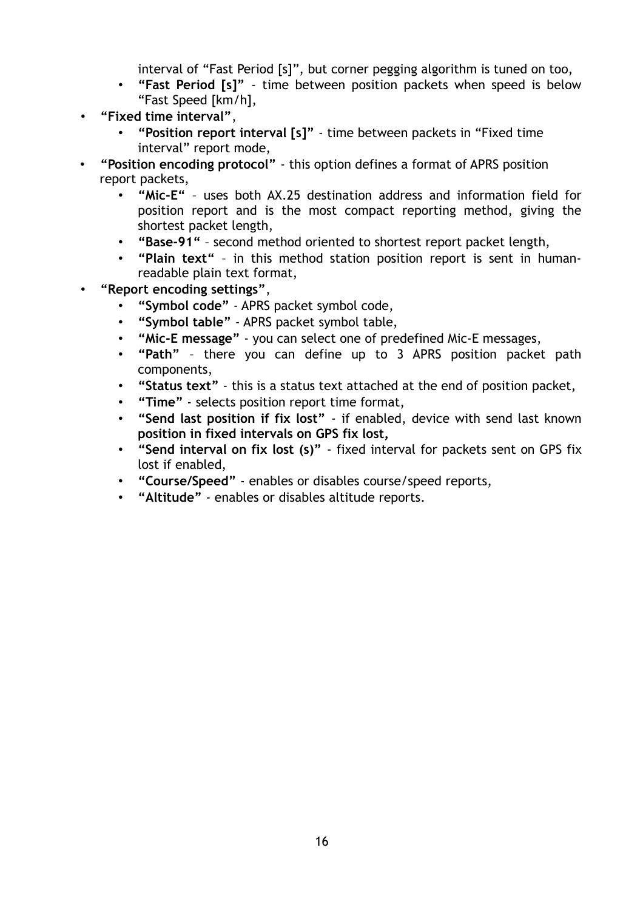interval of "Fast Period [s]", but corner pegging algorithm is tuned on too,
    - **"Fast Period [s]"** - time between position packets when speed is below "Fast Speed [km/h],
- **"Fixed time interval"**,
    - **"Position report interval [s]"** - time between packets in "Fixed time interval" report mode,
- **"Position encoding protocol"** - this option defines a format of APRS position report packets,
    - **"Mic-E"** – uses both AX.25 destination address and information field for position report and is the most compact reporting method, giving the shortest packet length,
    - **"Base-91"** – second method oriented to shortest report packet length,
    - **"Plain text"** – in this method station position report is sent in human-readable plain text format,
- **"Report encoding settings"**,
    - **"Symbol code"** - APRS packet symbol code,
    - **"Symbol table"** - APRS packet symbol table,
    - **"Mic-E message"** - you can select one of predefined Mic-E messages,
    - **"Path"** – there you can define up to 3 APRS position packet path components,
    - **"Status text"** - this is a status text attached at the end of position packet,
    - **"Time"** - selects position report time format,
    - **"Send last position if fix lost"** - if enabled, device with send last known **position in fixed intervals on GPS fix lost,**
    - **"Send interval on fix lost (s)"** - fixed interval for packets sent on GPS fix lost if enabled,
    - **"Course/Speed"** - enables or disables course/speed reports,
    - **"Altitude"** - enables or disables altitude reports.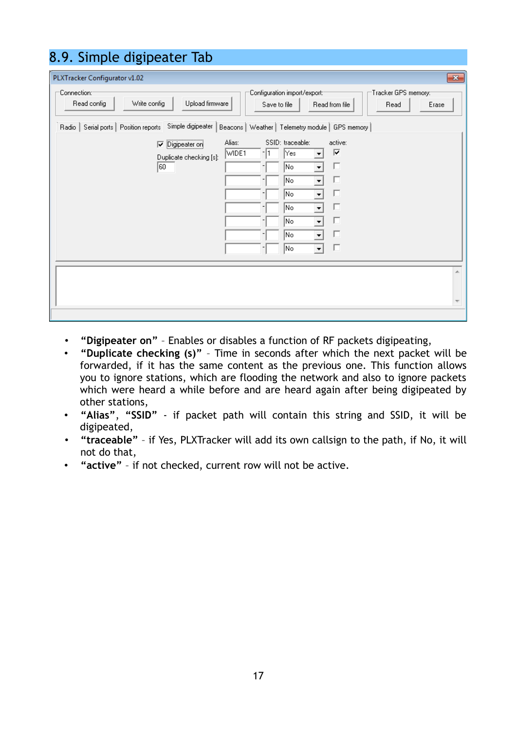## 8.9. Simple digipeater Tab

- **“Digipeater on”** – Enables or disables a function of RF packets digipeating,
- **“Duplicate checking (s)”** – Time in seconds after which the next packet will be forwarded, if it has the same content as the previous one. This function allows you to ignore stations, which are flooding the network and also to ignore packets which were heard a while before and are heard again after being digipeated by other stations,
- **“Alias”**, **“SSID”** - if packet path will contain this string and SSID, it will be digipeated,
- **“traceable”** – if Yes, PLXTracker will add its own callsign to the path, if No, it will not do that,
- **“active”** – if not checked, current row will not be active.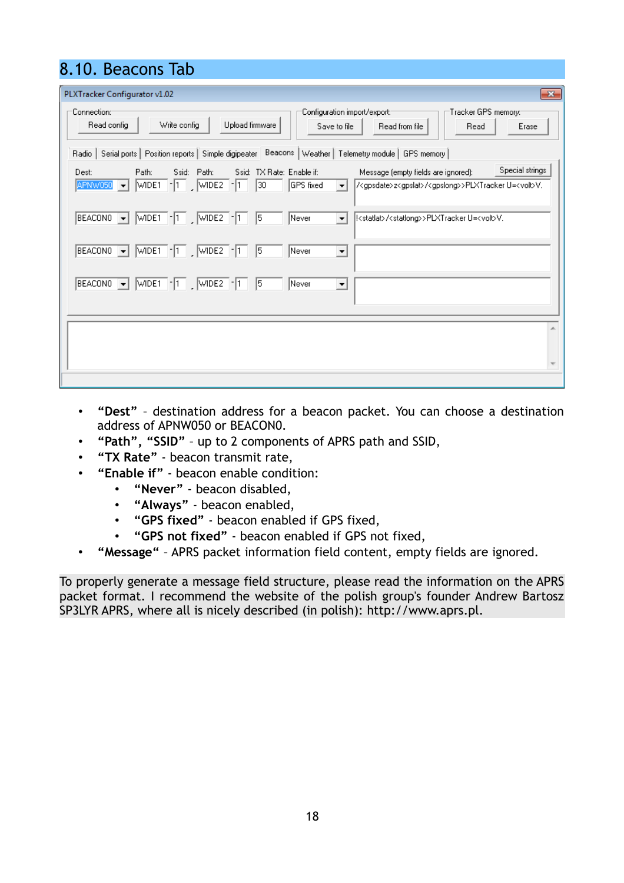## 8.10. Beacons Tab

- **“Dest”** – destination address for a beacon packet. You can choose a destination address of APNW050 or BEACON0.
- **“Path”, “SSID”** – up to 2 components of APRS path and SSID,
- **“TX Rate”** - beacon transmit rate,
- **“Enable if”** - beacon enable condition:
    - **“Never”** - beacon disabled,
    - **“Always”** - beacon enabled,
    - **“GPS fixed”** - beacon enabled if GPS fixed,
    - **“GPS not fixed”** - beacon enabled if GPS not fixed,
- **“Message“** – APRS packet information field content, empty fields are ignored.

To properly generate a message field structure, please read the information on the APRS packet format. I recommend the website of the polish group's founder Andrew Bartosz SP3LYR APRS, where all is nicely described (in polish): http://www.aprs.pl.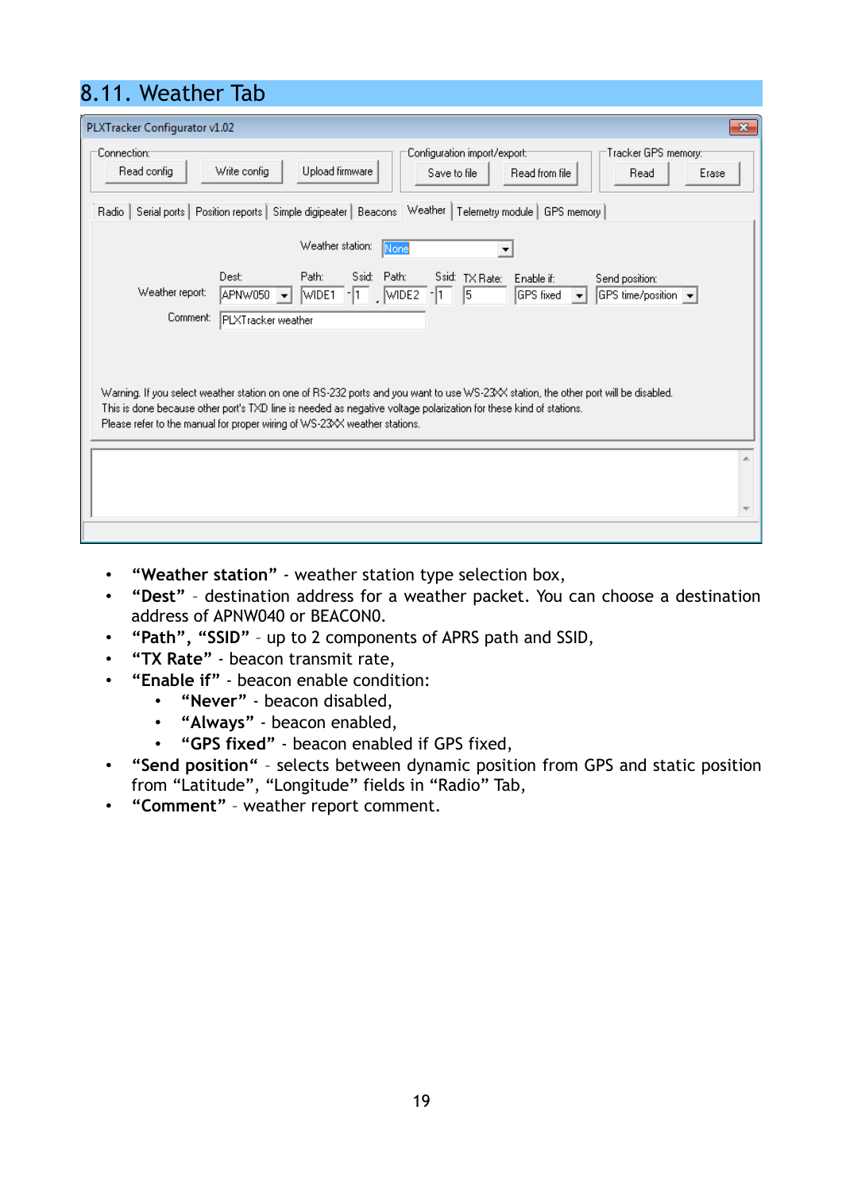## 8.11. Weather Tab

- **"Weather station"** - weather station type selection box,
- **"Dest"** – destination address for a weather packet. You can choose a destination address of APNW040 or BEACON0.
- **"Path", "SSID"** – up to 2 components of APRS path and SSID,
- **"TX Rate"** - beacon transmit rate,
- **"Enable if"** - beacon enable condition:
  - **"Never"** - beacon disabled,
  - **"Always"** - beacon enabled,
  - **"GPS fixed"** - beacon enabled if GPS fixed,
- **"Send position"** – selects between dynamic position from GPS and static position from "Latitude", "Longitude" fields in "Radio" Tab,
- **"Comment"** – weather report comment.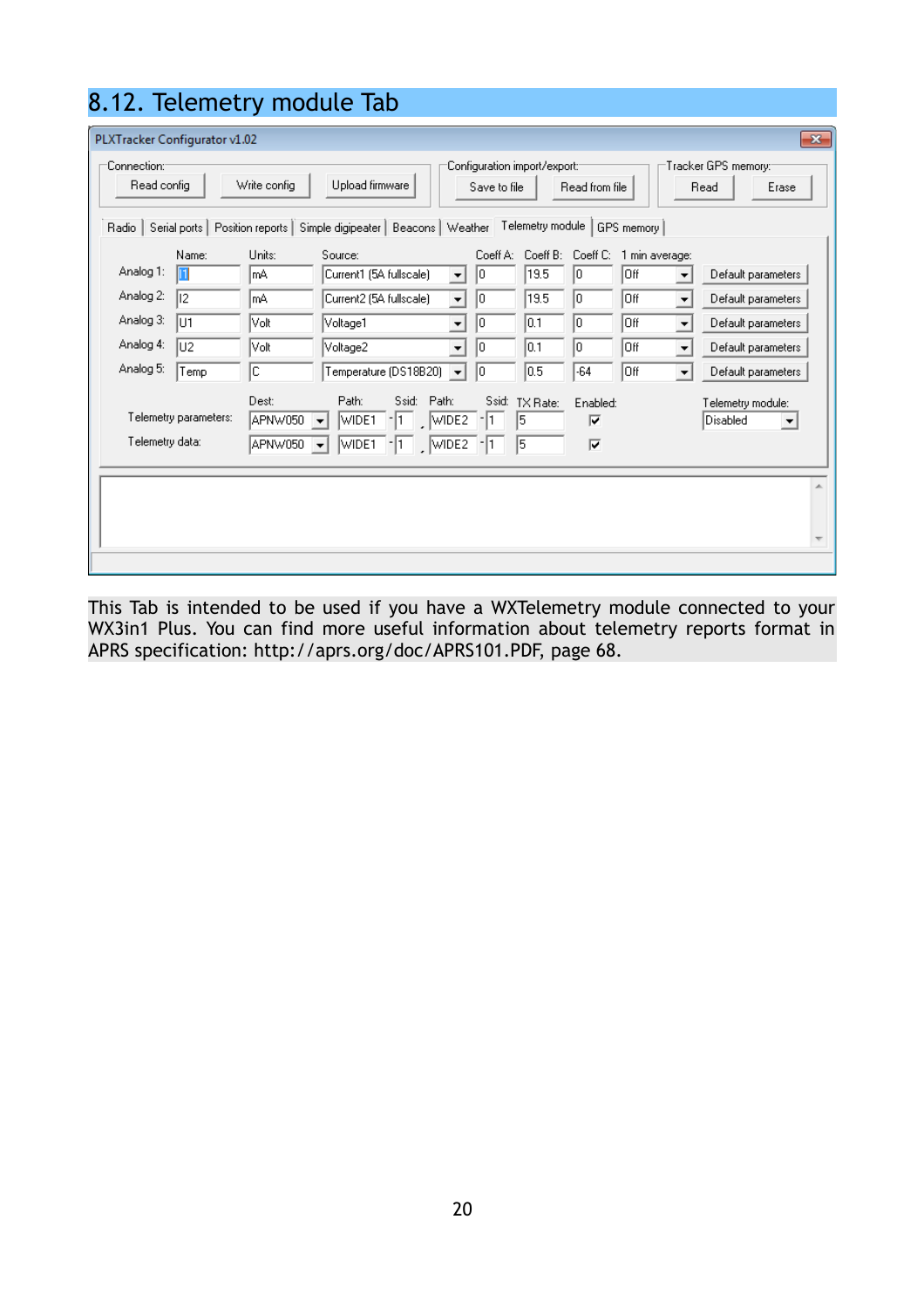# 8.12. Telemetry module Tab

This Tab is intended to be used if you have a WXTelemetry module connected to your WX3in1 Plus. You can find more useful information about telemetry reports format in APRS specification: http://aprs.org/doc/APRS101.PDF, page 68.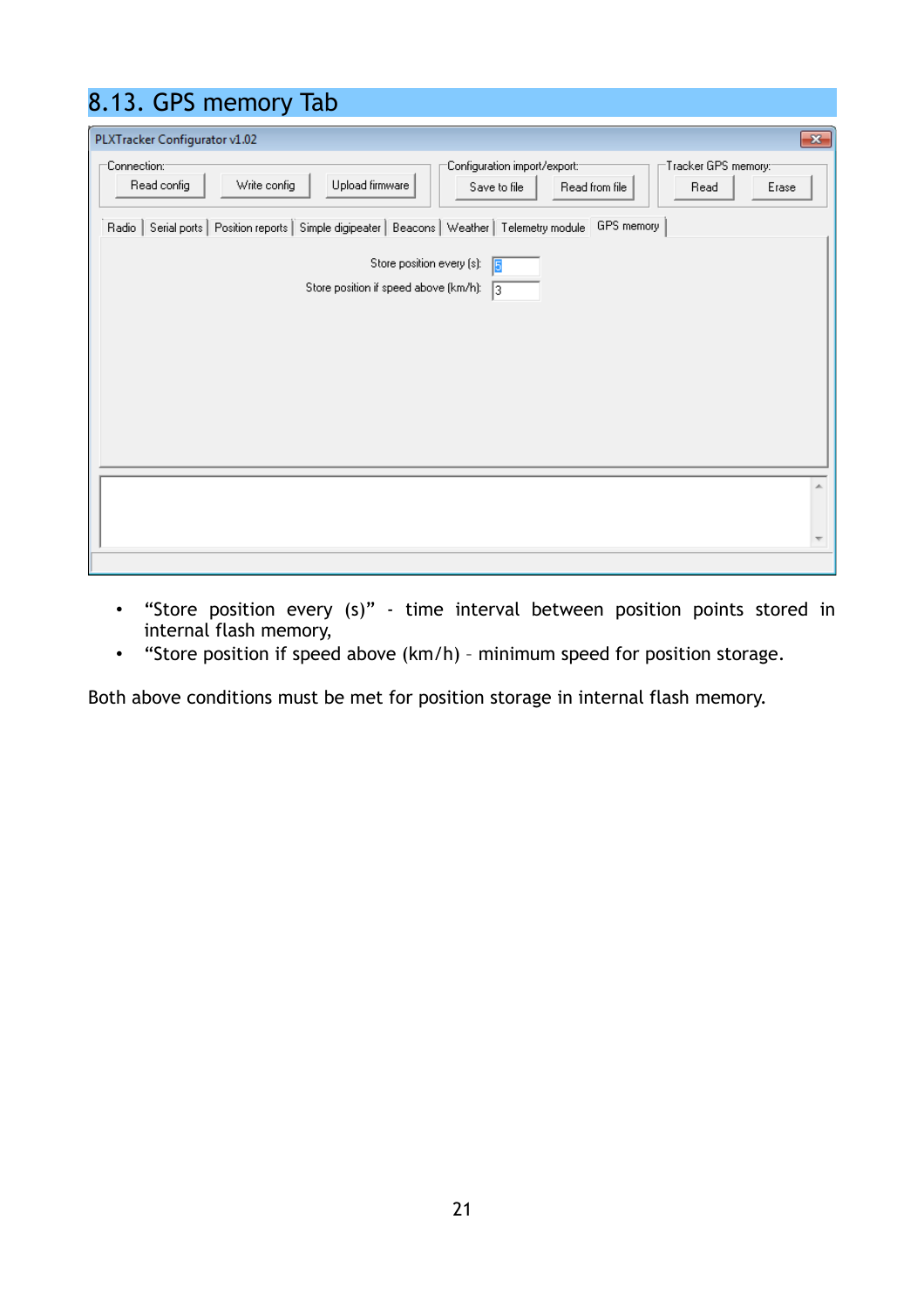# 8.13. GPS memory Tab

- "Store position every (s)" - time interval between position points stored in internal flash memory,
- "Store position if speed above (km/h) – minimum speed for position storage.

Both above conditions must be met for position storage in internal flash memory.